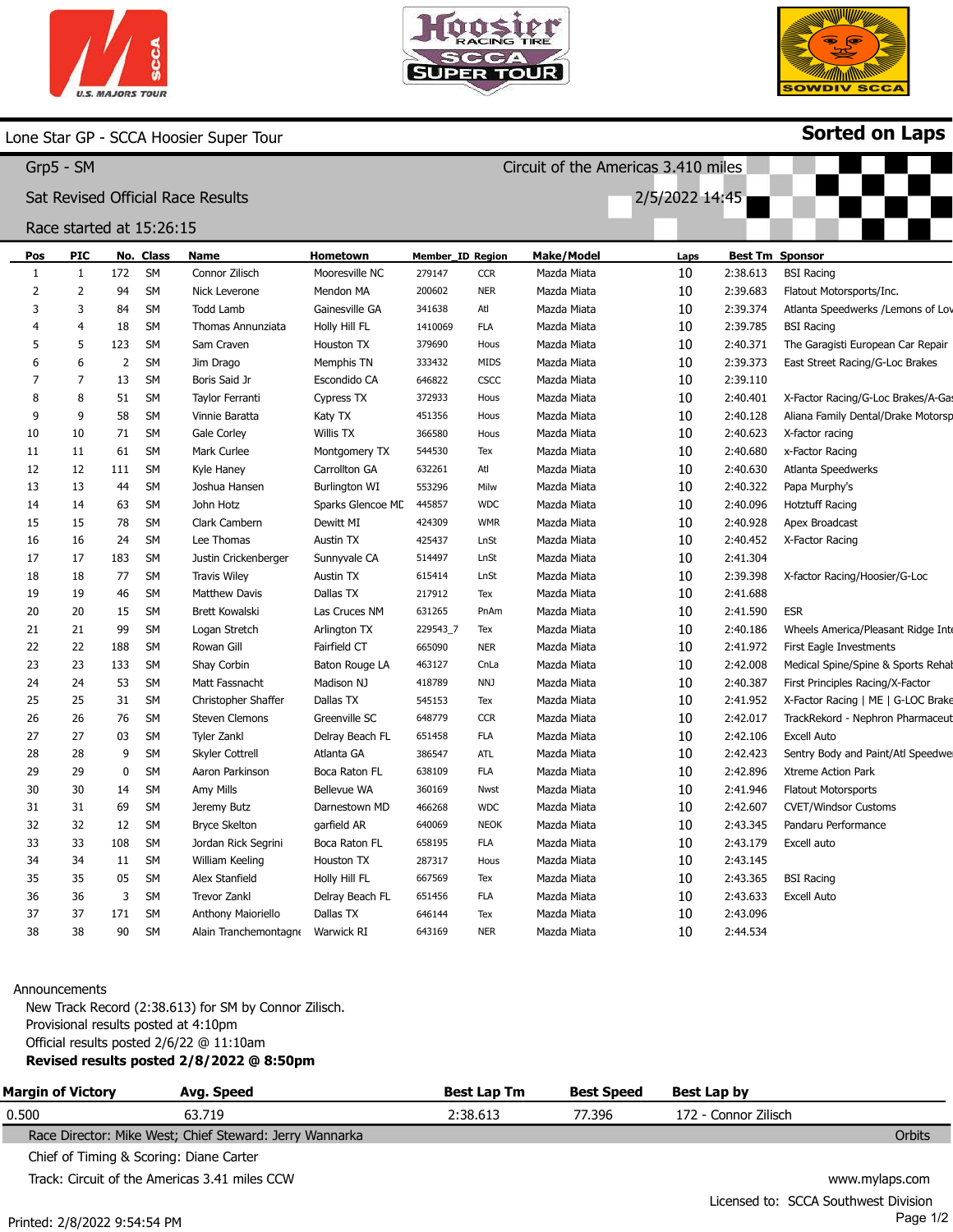# Lone Star GP - SCCA Hoosier Super Tour

**Sorted on Laps**

## Grp5 - SM

Circuit of the Americas 3.410 miles

Sat Revised Official Race Results

2/5/2022 14:45

Race started at 15:26:15

| Pos | PIC | No. | Class | Name | Hometown | Member_ID | Region | Make/Model | Laps | Best Tm | Sponsor |
|---|---|---|---|---|---|---|---|---|---|---|---|
| 1 | 1 | 172 | SM | Connor Zilisch | Mooresville NC | 279147 | CCR | Mazda Miata | 10 | 2:38.613 | BSI Racing |
| 2 | 2 | 94 | SM | Nick Leverone | Mendon MA | 200602 | NER | Mazda Miata | 10 | 2:39.683 | Flatout Motorsports/Inc. |
| 3 | 3 | 84 | SM | Todd Lamb | Gainesville GA | 341638 | Atl | Mazda Miata | 10 | 2:39.374 | Atlanta Speedwerks /Lemons of Lov |
| 4 | 4 | 18 | SM | Thomas Annunziata | Holly Hill FL | 1410069 | FLA | Mazda Miata | 10 | 2:39.785 | BSI Racing |
| 5 | 5 | 123 | SM | Sam Craven | Houston TX | 379690 | Hous | Mazda Miata | 10 | 2:40.371 | The Garagisti European Car Repair |
| 6 | 6 | 2 | SM | Jim Drago | Memphis TN | 333432 | MIDS | Mazda Miata | 10 | 2:39.373 | East Street Racing/G-Loc Brakes |
| 7 | 7 | 13 | SM | Boris Said Jr | Escondido CA | 646822 | CSCC | Mazda Miata | 10 | 2:39.110 | |
| 8 | 8 | 51 | SM | Taylor Ferranti | Cypress TX | 372933 | Hous | Mazda Miata | 10 | 2:40.401 | X-Factor Racing/G-Loc Brakes/A-Ga |
| 9 | 9 | 58 | SM | Vinnie Baratta | Katy TX | 451356 | Hous | Mazda Miata | 10 | 2:40.128 | Aliana Family Dental/Drake Motorsp |
| 10 | 10 | 71 | SM | Gale Corley | Willis TX | 366580 | Hous | Mazda Miata | 10 | 2:40.623 | X-factor racing |
| 11 | 11 | 61 | SM | Mark Curlee | Montgomery TX | 544530 | Tex | Mazda Miata | 10 | 2:40.680 | x-Factor Racing |
| 12 | 12 | 111 | SM | Kyle Haney | Carrollton GA | 632261 | Atl | Mazda Miata | 10 | 2:40.630 | Atlanta Speedwerks |
| 13 | 13 | 44 | SM | Joshua Hansen | Burlington WI | 553296 | Milw | Mazda Miata | 10 | 2:40.322 | Papa Murphy's |
| 14 | 14 | 63 | SM | John Hotz | Sparks Glencoe MD | 445857 | WDC | Mazda Miata | 10 | 2:40.096 | Hotztuff Racing |
| 15 | 15 | 78 | SM | Clark Cambern | Dewitt MI | 424309 | WMR | Mazda Miata | 10 | 2:40.928 | Apex Broadcast |
| 16 | 16 | 24 | SM | Lee Thomas | Austin TX | 425437 | LnSt | Mazda Miata | 10 | 2:40.452 | X-Factor Racing |
| 17 | 17 | 183 | SM | Justin Crickenberger | Sunnyvale CA | 514497 | LnSt | Mazda Miata | 10 | 2:41.304 | |
| 18 | 18 | 77 | SM | Travis Wiley | Austin TX | 615414 | LnSt | Mazda Miata | 10 | 2:39.398 | X-factor Racing/Hoosier/G-Loc |
| 19 | 19 | 46 | SM | Matthew Davis | Dallas TX | 217912 | Tex | Mazda Miata | 10 | 2:41.688 | |
| 20 | 20 | 15 | SM | Brett Kowalski | Las Cruces NM | 631265 | PnAm | Mazda Miata | 10 | 2:41.590 | ESR |
| 21 | 21 | 99 | SM | Logan Stretch | Arlington TX | 229543_7 | Tex | Mazda Miata | 10 | 2:40.186 | Wheels America/Pleasant Ridge Inte |
| 22 | 22 | 188 | SM | Rowan Gill | Fairfield CT | 665090 | NER | Mazda Miata | 10 | 2:41.972 | First Eagle Investments |
| 23 | 23 | 133 | SM | Shay Corbin | Baton Rouge LA | 463127 | CnLa | Mazda Miata | 10 | 2:42.008 | Medical Spine/Spine & Sports Rehab |
| 24 | 24 | 53 | SM | Matt Fassnacht | Madison NJ | 418789 | NNJ | Mazda Miata | 10 | 2:40.387 | First Principles Racing/X-Factor |
| 25 | 25 | 31 | SM | Christopher Shaffer | Dallas TX | 545153 | Tex | Mazda Miata | 10 | 2:41.952 | X-Factor Racing \| ME \| G-LOC Brake |
| 26 | 26 | 76 | SM | Steven Clemons | Greenville SC | 648779 | CCR | Mazda Miata | 10 | 2:42.017 | TrackRekord - Nephron Pharmaceut |
| 27 | 27 | 03 | SM | Tyler Zankl | Delray Beach FL | 651458 | FLA | Mazda Miata | 10 | 2:42.106 | Excell Auto |
| 28 | 28 | 9 | SM | Skyler Cottrell | Atlanta GA | 386547 | ATL | Mazda Miata | 10 | 2:42.423 | Sentry Body and Paint/Atl Speedwe |
| 29 | 29 | 0 | SM | Aaron Parkinson | Boca Raton FL | 638109 | FLA | Mazda Miata | 10 | 2:42.896 | Xtreme Action Park |
| 30 | 30 | 14 | SM | Amy Mills | Bellevue WA | 360169 | Nwst | Mazda Miata | 10 | 2:41.946 | Flatout Motorsports |
| 31 | 31 | 69 | SM | Jeremy Butz | Darnestown MD | 466268 | WDC | Mazda Miata | 10 | 2:42.607 | CVET/Windsor Customs |
| 32 | 32 | 12 | SM | Bryce Skelton | garfield AR | 640069 | NEOK | Mazda Miata | 10 | 2:43.345 | Pandaru Performance |
| 33 | 33 | 108 | SM | Jordan Rick Segrini | Boca Raton FL | 658195 | FLA | Mazda Miata | 10 | 2:43.179 | Excell auto |
| 34 | 34 | 11 | SM | William Keeling | Houston TX | 287317 | Hous | Mazda Miata | 10 | 2:43.145 | |
| 35 | 35 | 05 | SM | Alex Stanfield | Holly Hill FL | 667569 | Tex | Mazda Miata | 10 | 2:43.365 | BSI Racing |
| 36 | 36 | 3 | SM | Trevor Zankl | Delray Beach FL | 651456 | FLA | Mazda Miata | 10 | 2:43.633 | Excell Auto |
| 37 | 37 | 171 | SM | Anthony Maioriello | Dallas TX | 646144 | Tex | Mazda Miata | 10 | 2:43.096 | |
| 38 | 38 | 90 | SM | Alain Tranchemontagne | Warwick RI | 643169 | NER | Mazda Miata | 10 | 2:44.534 | |

Announcements

New Track Record (2:38.613) for SM by Connor Zilisch.
Provisional results posted at 4:10pm
Official results posted 2/6/22 @ 11:10am
**Revised results posted 2/8/2022 @ 8:50pm**

| Margin of Victory | Avg. Speed | Best Lap Tm | Best Speed | Best Lap by |
|---|---|---|---|---|
| 0.500 | 63.719 | 2:38.613 | 77.396 | 172 - Connor Zilisch |

Race Director: Mike West; Chief Steward: Jerry Wannarka

Chief of Timing & Scoring: Diane Carter

Track: Circuit of the Americas 3.41 miles CCW

Orbits

www.mylaps.com

Licensed to: SCCA Southwest Division

Printed: 2/8/2022 9:54:54 PM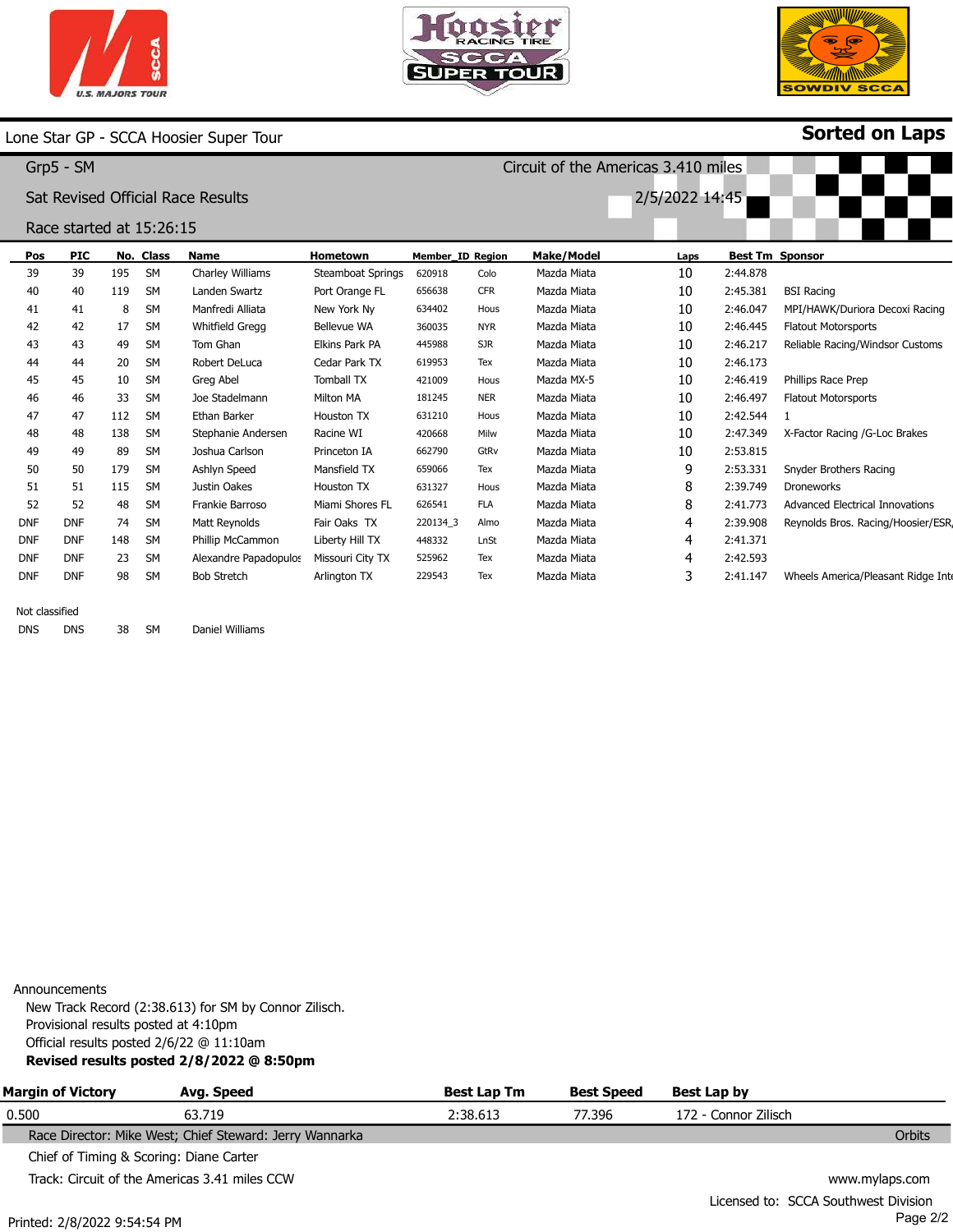Lone Star GP - SCCA Hoosier Super Tour

**Sorted on Laps**

Grp5 - SM

Circuit of the Americas 3.410 miles

Sat Revised Official Race Results

2/5/2022 14:45

Race started at 15:26:15

| Pos | PIC | No. | Class | Name | Hometown | Member_ID | Region | Make/Model | Laps | Best Tm | Sponsor |
|---|---|---|---|---|---|---|---|---|---|---|---|
| 39 | 39 | 195 | SM | Charley Williams | Steamboat Springs | 620918 | Colo | Mazda Miata | 10 | 2:44.878 | |
| 40 | 40 | 119 | SM | Landen Swartz | Port Orange FL | 656638 | CFR | Mazda Miata | 10 | 2:45.381 | BSI Racing |
| 41 | 41 | 8 | SM | Manfredi Alliata | New York Ny | 634402 | Hous | Mazda Miata | 10 | 2:46.047 | MPI/HAWK/Duriora Decoxi Racing |
| 42 | 42 | 17 | SM | Whitfield Gregg | Bellevue WA | 360035 | NYR | Mazda Miata | 10 | 2:46.445 | Flatout Motorsports |
| 43 | 43 | 49 | SM | Tom Ghan | Elkins Park PA | 445988 | SJR | Mazda Miata | 10 | 2:46.217 | Reliable Racing/Windsor Customs |
| 44 | 44 | 20 | SM | Robert DeLuca | Cedar Park TX | 619953 | Tex | Mazda Miata | 10 | 2:46.173 | |
| 45 | 45 | 10 | SM | Greg Abel | Tomball TX | 421009 | Hous | Mazda MX-5 | 10 | 2:46.419 | Phillips Race Prep |
| 46 | 46 | 33 | SM | Joe Stadelmann | Milton MA | 181245 | NER | Mazda Miata | 10 | 2:46.497 | Flatout Motorsports |
| 47 | 47 | 112 | SM | Ethan Barker | Houston TX | 631210 | Hous | Mazda Miata | 10 | 2:42.544 | 1 |
| 48 | 48 | 138 | SM | Stephanie Andersen | Racine WI | 420668 | Milw | Mazda Miata | 10 | 2:47.349 | X-Factor Racing /G-Loc Brakes |
| 49 | 49 | 89 | SM | Joshua Carlson | Princeton IA | 662790 | GtRv | Mazda Miata | 10 | 2:53.815 | |
| 50 | 50 | 179 | SM | Ashlyn Speed | Mansfield TX | 659066 | Tex | Mazda Miata | 9 | 2:53.331 | Snyder Brothers Racing |
| 51 | 51 | 115 | SM | Justin Oakes | Houston TX | 631327 | Hous | Mazda Miata | 8 | 2:39.749 | Droneworks |
| 52 | 52 | 48 | SM | Frankie Barroso | Miami Shores FL | 626541 | FLA | Mazda Miata | 8 | 2:41.773 | Advanced Electrical Innovations |
| DNF | DNF | 74 | SM | Matt Reynolds | Fair Oaks TX | 220134_3 | Almo | Mazda Miata | 4 | 2:39.908 | Reynolds Bros. Racing/Hoosier/ESR, |
| DNF | DNF | 148 | SM | Phillip McCammon | Liberty Hill TX | 448332 | LnSt | Mazda Miata | 4 | 2:41.371 | |
| DNF | DNF | 23 | SM | Alexandre Papadopulos | Missouri City TX | 525962 | Tex | Mazda Miata | 4 | 2:42.593 | |
| DNF | DNF | 98 | SM | Bob Stretch | Arlington TX | 229543 | Tex | Mazda Miata | 3 | 2:41.147 | Wheels America/Pleasant Ridge Inte |

Not classified

| Pos | PIC | No. | Class | Name |
|---|---|---|---|---|
| DNS | DNS | 38 | SM | Daniel Williams |

Announcements

New Track Record (2:38.613) for SM by Connor Zilisch.
Provisional results posted at 4:10pm
Official results posted 2/6/22 @ 11:10am
**Revised results posted 2/8/2022 @ 8:50pm**

| Margin of Victory | Avg. Speed | Best Lap Tm | Best Speed | Best Lap by |
|---|---|---|---|---|
| 0.500 | 63.719 | 2:38.613 | 77.396 | 172 - Connor Zilisch |

Race Director: Mike West; Chief Steward: Jerry Wannarka

Orbits

Chief of Timing & Scoring: Diane Carter

Track: Circuit of the Americas 3.41 miles CCW

www.mylaps.com

Licensed to: SCCA Southwest Division

Printed: 2/8/2022 9:54:54 PM